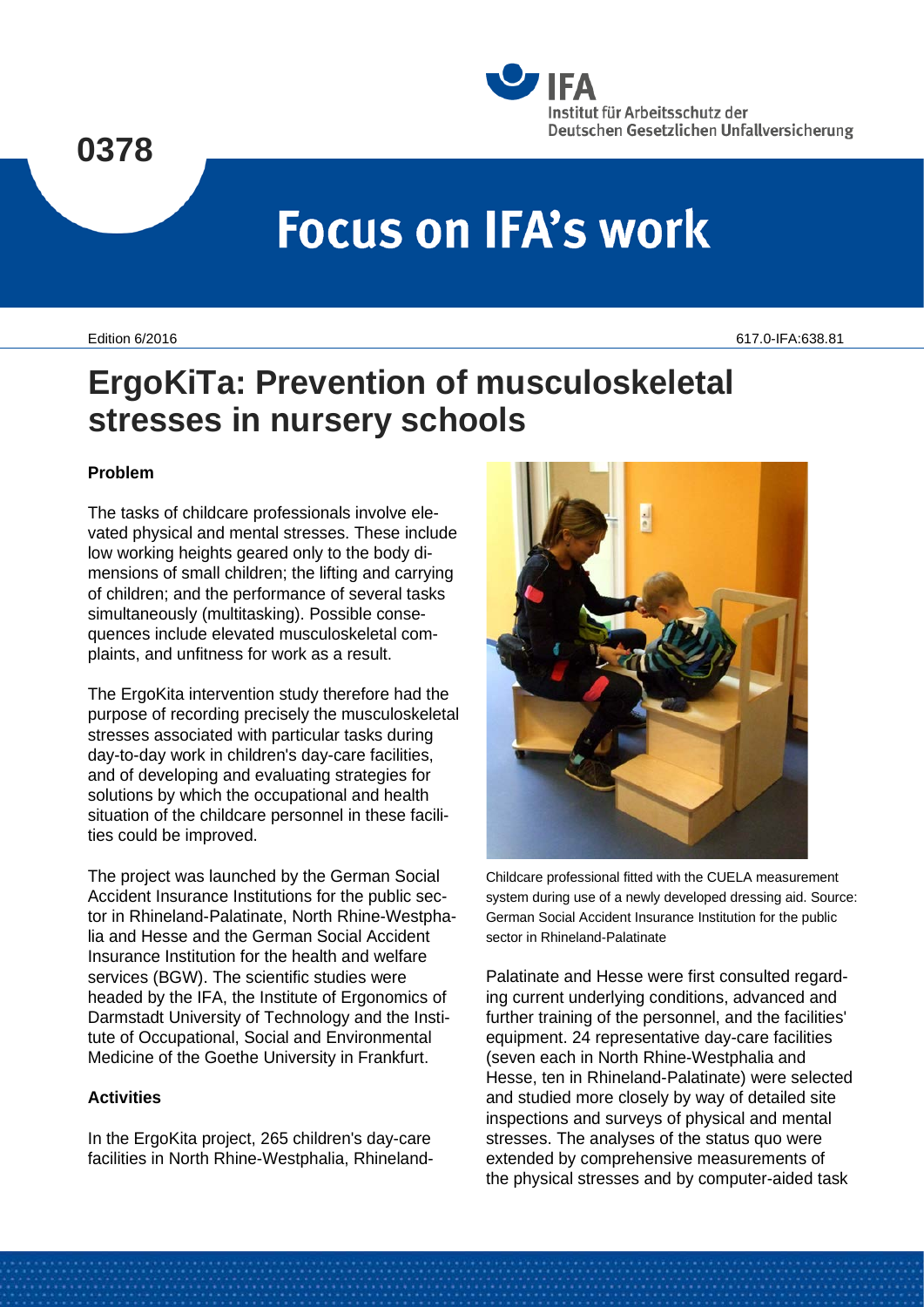0378

IFA
Institut für Arbeitsschutz der Deutschen Gesetzlichen Unfallversicherung

# Focus on IFA's work

Edition 6/2016

617.0-IFA:638.81

# ErgoKiTa: Prevention of musculoskeletal stresses in nursery schools

### Problem

The tasks of childcare professionals involve elevated physical and mental stresses. These include low working heights geared only to the body dimensions of small children; the lifting and carrying of children; and the performance of several tasks simultaneously (multitasking). Possible consequences include elevated musculoskeletal complaints, and unfitness for work as a result.

The ErgoKita intervention study therefore had the purpose of recording precisely the musculoskeletal stresses associated with particular tasks during day-to-day work in children's day-care facilities, and of developing and evaluating strategies for solutions by which the occupational and health situation of the childcare personnel in these facilities could be improved.

The project was launched by the German Social Accident Insurance Institutions for the public sector in Rhineland-Palatinate, North Rhine-Westphalia and Hesse and the German Social Accident Insurance Institution for the health and welfare services (BGW). The scientific studies were headed by the IFA, the Institute of Ergonomics of Darmstadt University of Technology and the Institute of Occupational, Social and Environmental Medicine of the Goethe University in Frankfurt.

### Activities

In the ErgoKita project, 265 children's day-care facilities in North Rhine-Westphalia, Rhineland-Palatinate and Hesse were first consulted regarding current underlying conditions, advanced and further training of the personnel, and the facilities' equipment. 24 representative day-care facilities (seven each in North Rhine-Westphalia and Hesse, ten in Rhineland-Palatinate) were selected and studied more closely by way of detailed site inspections and surveys of physical and mental stresses. The analyses of the status quo were extended by comprehensive measurements of the physical stresses and by computer-aided task

Childcare professional fitted with the CUELA measurement system during use of a newly developed dressing aid. Source: German Social Accident Insurance Institution for the public sector in Rhineland-Palatinate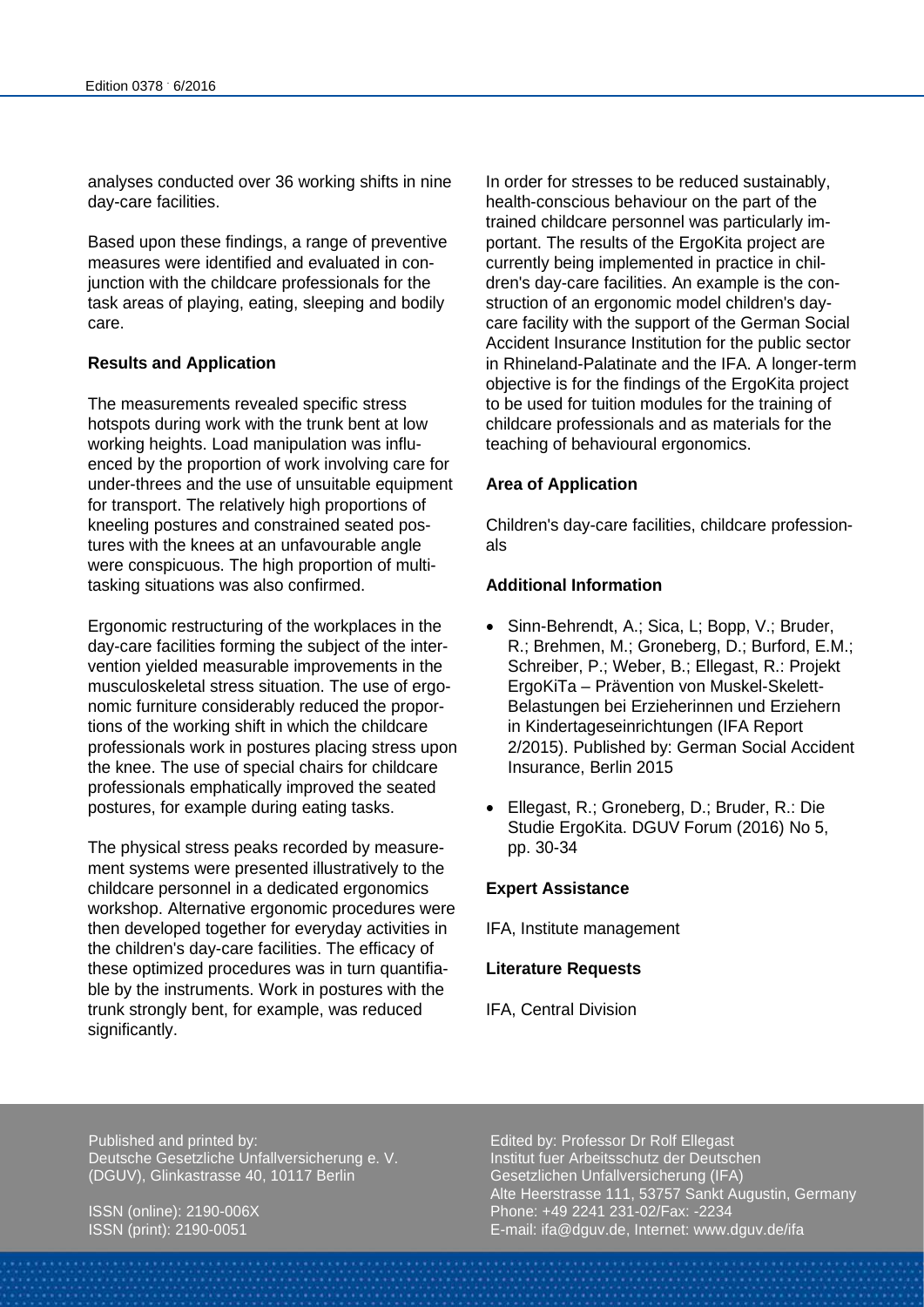analyses conducted over 36 working shifts in nine day-care facilities.

Based upon these findings, a range of preventive measures were identified and evaluated in conjunction with the childcare professionals for the task areas of playing, eating, sleeping and bodily care.

**Results and Application**

The measurements revealed specific stress hotspots during work with the trunk bent at low working heights. Load manipulation was influenced by the proportion of work involving care for under-threes and the use of unsuitable equipment for transport. The relatively high proportions of kneeling postures and constrained seated postures with the knees at an unfavourable angle were conspicuous. The high proportion of multitasking situations was also confirmed.

Ergonomic restructuring of the workplaces in the day-care facilities forming the subject of the intervention yielded measurable improvements in the musculoskeletal stress situation. The use of ergonomic furniture considerably reduced the proportions of the working shift in which the childcare professionals work in postures placing stress upon the knee. The use of special chairs for childcare professionals emphatically improved the seated postures, for example during eating tasks.

The physical stress peaks recorded by measurement systems were presented illustratively to the childcare personnel in a dedicated ergonomics workshop. Alternative ergonomic procedures were then developed together for everyday activities in the children's day-care facilities. The efficacy of these optimized procedures was in turn quantifiable by the instruments. Work in postures with the trunk strongly bent, for example, was reduced significantly.

In order for stresses to be reduced sustainably, health-conscious behaviour on the part of the trained childcare personnel was particularly important. The results of the ErgoKita project are currently being implemented in practice in children's day-care facilities. An example is the construction of an ergonomic model children's day-care facility with the support of the German Social Accident Insurance Institution for the public sector in Rhineland-Palatinate and the IFA. A longer-term objective is for the findings of the ErgoKita project to be used for tuition modules for the training of childcare professionals and as materials for the teaching of behavioural ergonomics.

**Area of Application**

Children's day-care facilities, childcare professionals

**Additional Information**

- Sinn-Behrendt, A.; Sica, L; Bopp, V.; Bruder, R.; Brehmen, M.; Groneberg, D.; Burford, E.M.; Schreiber, P.; Weber, B.; Ellegast, R.: Projekt ErgoKiTa – Prävention von Muskel-Skelett-Belastungen bei Erzieherinnen und Erziehern in Kindertageseinrichtungen (IFA Report 2/2015). Published by: German Social Accident Insurance, Berlin 2015
- Ellegast, R.; Groneberg, D.; Bruder, R.: Die Studie ErgoKita. DGUV Forum (2016) No 5, pp. 30-34

**Expert Assistance**

IFA, Institute management

**Literature Requests**

IFA, Central Division

Published and printed by:
Deutsche Gesetzliche Unfallversicherung e. V. (DGUV), Glinkastrasse 40, 10117 Berlin

ISSN (online): 2190-006X
ISSN (print): 2190-0051

Edited by: Professor Dr Rolf Ellegast
Institut fuer Arbeitsschutz der Deutschen Gesetzlichen Unfallversicherung (IFA)
Alte Heerstrasse 111, 53757 Sankt Augustin, Germany
Phone: +49 2241 231-02/Fax: -2234
E-mail: ifa@dguv.de, Internet: www.dguv.de/ifa